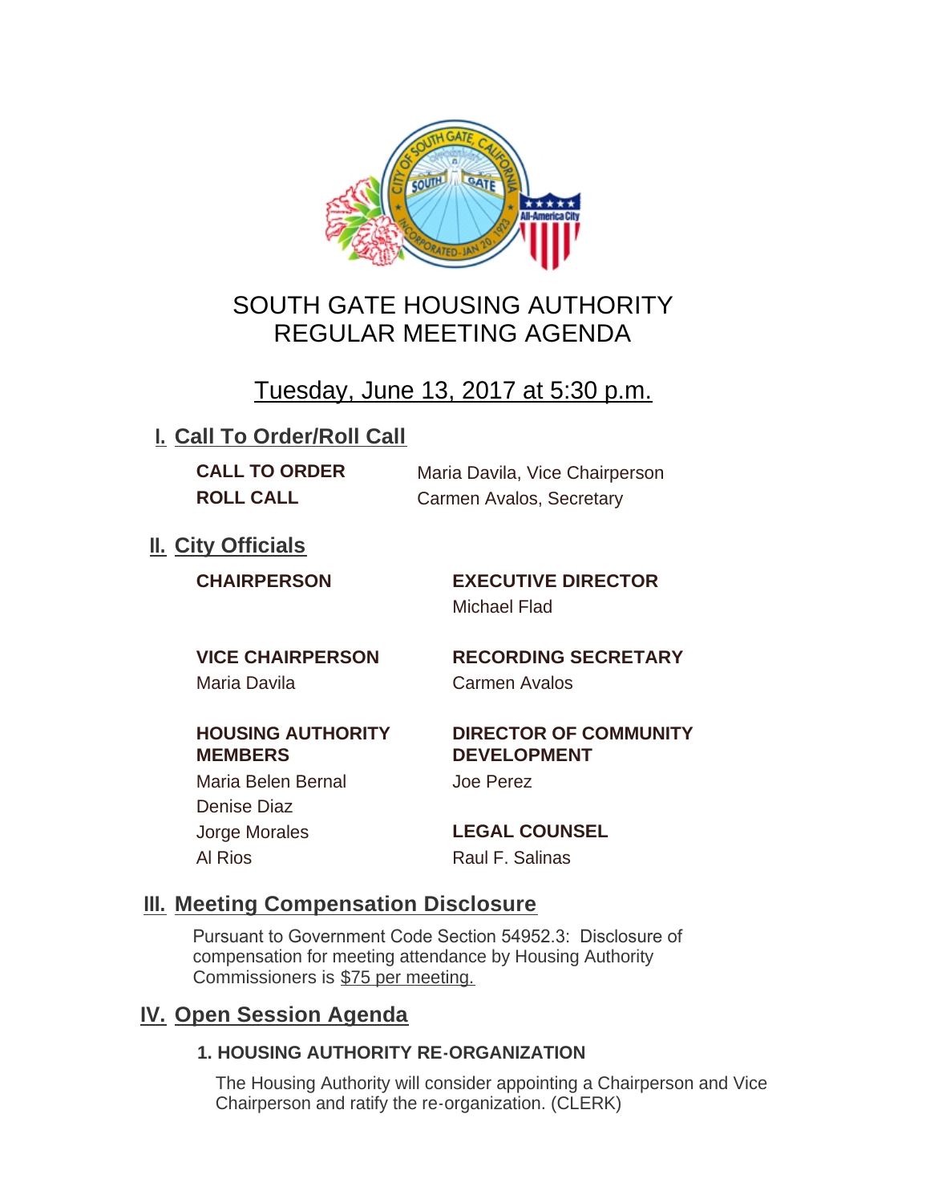# SOUTH GATE HOUSING AUTHORITY
# REGULAR MEETING AGENDA

## Tuesday, June 13, 2017 at 5:30 p.m.

## I. Call To Order/Roll Call

**CALL TO ORDER** Maria Davila, Vice Chairperson

**ROLL CALL** Carmen Avalos, Secretary

## II. City Officials

**CHAIRPERSON**

**VICE CHAIRPERSON**
Maria Davila

**HOUSING AUTHORITY MEMBERS**
Maria Belen Bernal
Denise Diaz
Jorge Morales
Al Rios

**EXECUTIVE DIRECTOR**
Michael Flad

**RECORDING SECRETARY**
Carmen Avalos

**DIRECTOR OF COMMUNITY DEVELOPMENT**
Joe Perez

**LEGAL COUNSEL**
Raul F. Salinas

## III. Meeting Compensation Disclosure

Pursuant to Government Code Section 54952.3: Disclosure of compensation for meeting attendance by Housing Authority Commissioners is $75 per meeting.

## IV. Open Session Agenda

### 1. HOUSING AUTHORITY RE-ORGANIZATION

The Housing Authority will consider appointing a Chairperson and Vice Chairperson and ratify the re-organization. (CLERK)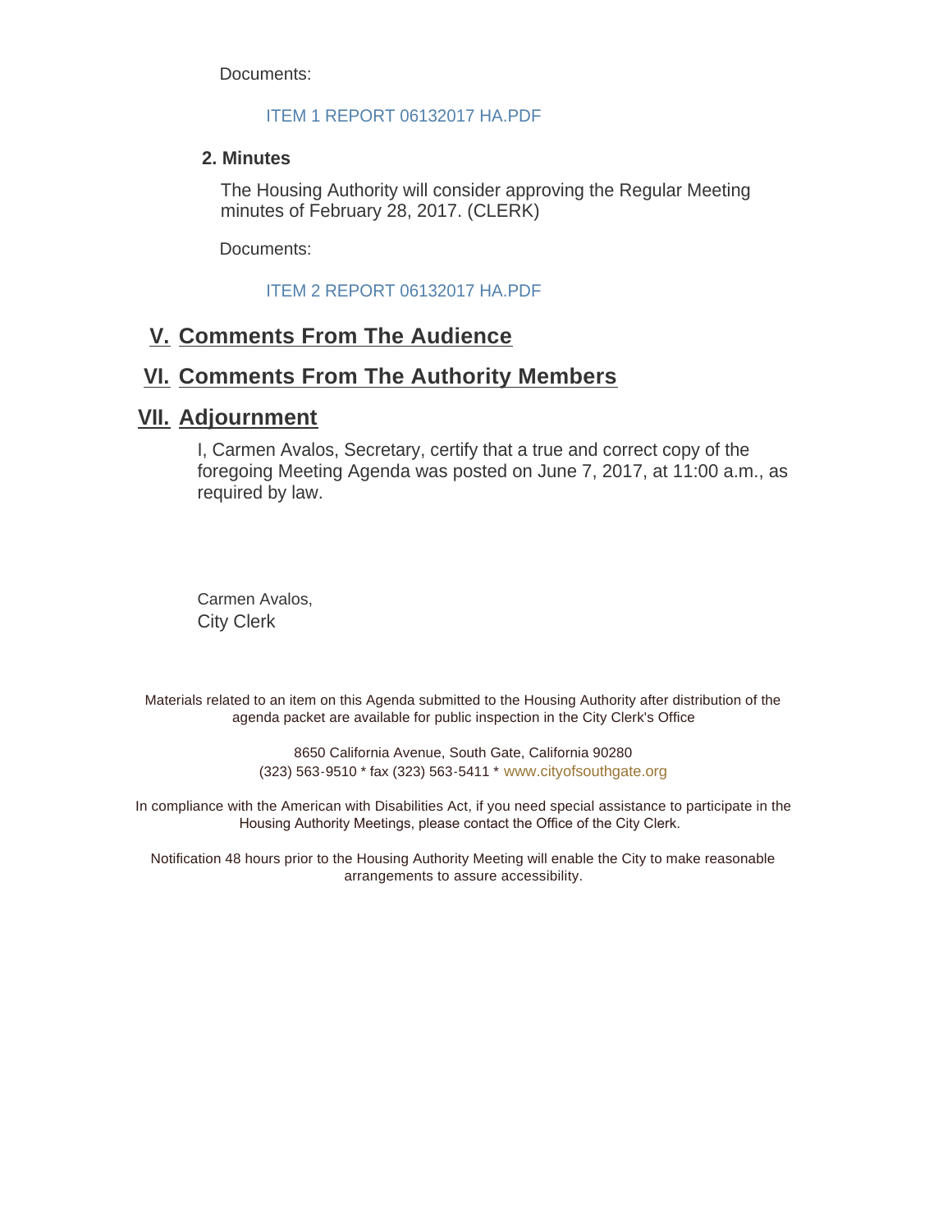Documents:

ITEM 1 REPORT 06132017 HA.PDF

**2. Minutes**

The Housing Authority will consider approving the Regular Meeting minutes of February 28, 2017. (CLERK)

Documents:

ITEM 2 REPORT 06132017 HA.PDF

## V. Comments From The Audience

## VI. Comments From The Authority Members

## VII. Adjournment

I, Carmen Avalos, Secretary, certify that a true and correct copy of the foregoing Meeting Agenda was posted on June 7, 2017, at 11:00 a.m., as required by law.

Carmen Avalos,
City Clerk

Materials related to an item on this Agenda submitted to the Housing Authority after distribution of the agenda packet are available for public inspection in the City Clerk's Office

8650 California Avenue, South Gate, California 90280
(323) 563-9510 * fax (323) 563-5411 * www.cityofsouthgate.org

In compliance with the American with Disabilities Act, if you need special assistance to participate in the Housing Authority Meetings, please contact the Office of the City Clerk.

Notification 48 hours prior to the Housing Authority Meeting will enable the City to make reasonable arrangements to assure accessibility.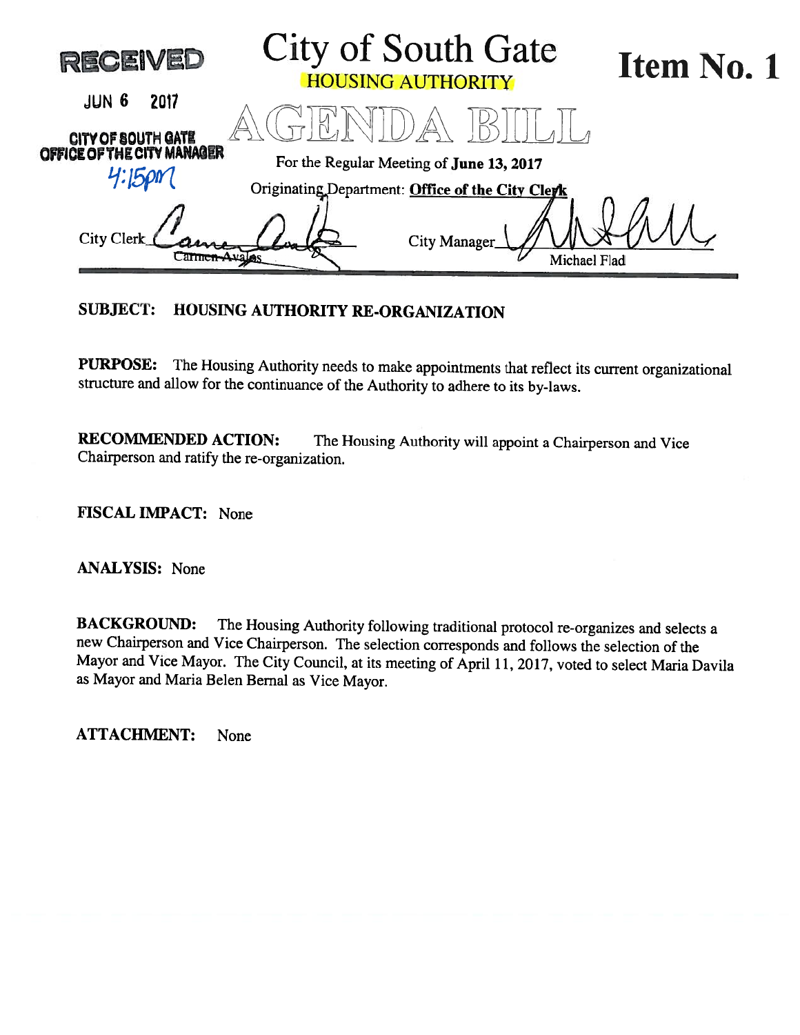RECEIVED

JUN 6 2017

CITY OF SOUTH GATE
OFFICE OF THE CITY MANAGER
4:15pm

# City of South Gate

HOUSING AUTHORITY

# Item No. 1

# AGENDA BILL

For the Regular Meeting of **June 13, 2017**

Originating Department: **Office of the City Clerk**

City Clerk ____________ Carmen Avalos

City Manager ____________ Michael Flad

---

**SUBJECT: HOUSING AUTHORITY RE-ORGANIZATION**

**PURPOSE:** The Housing Authority needs to make appointments that reflect its current organizational structure and allow for the continuance of the Authority to adhere to its by-laws.

**RECOMMENDED ACTION:** The Housing Authority will appoint a Chairperson and Vice Chairperson and ratify the re-organization.

**FISCAL IMPACT:** None

**ANALYSIS:** None

**BACKGROUND:** The Housing Authority following traditional protocol re-organizes and selects a new Chairperson and Vice Chairperson. The selection corresponds and follows the selection of the Mayor and Vice Mayor. The City Council, at its meeting of April 11, 2017, voted to select Maria Davila as Mayor and Maria Belen Bernal as Vice Mayor.

**ATTACHMENT:** None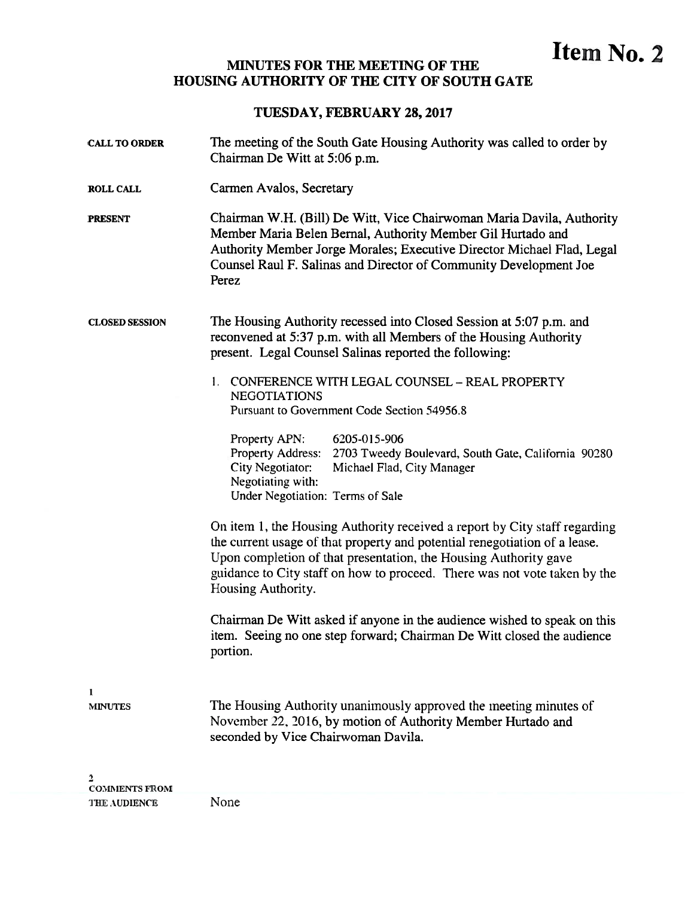# Item No. 2

## MINUTES FOR THE MEETING OF THE HOUSING AUTHORITY OF THE CITY OF SOUTH GATE

### TUESDAY, FEBRUARY 28, 2017

**CALL TO ORDER**

The meeting of the South Gate Housing Authority was called to order by Chairman De Witt at 5:06 p.m.

**ROLL CALL**

Carmen Avalos, Secretary

**PRESENT**

Chairman W.H. (Bill) De Witt, Vice Chairwoman Maria Davila, Authority Member Maria Belen Bernal, Authority Member Gil Hurtado and Authority Member Jorge Morales; Executive Director Michael Flad, Legal Counsel Raul F. Salinas and Director of Community Development Joe Perez

**CLOSED SESSION**

The Housing Authority recessed into Closed Session at 5:07 p.m. and reconvened at 5:37 p.m. with all Members of the Housing Authority present. Legal Counsel Salinas reported the following:

1. CONFERENCE WITH LEGAL COUNSEL – REAL PROPERTY NEGOTIATIONS
   Pursuant to Government Code Section 54956.8

   Property APN: 6205-015-906
   Property Address: 2703 Tweedy Boulevard, South Gate, California 90280
   City Negotiator: Michael Flad, City Manager
   Negotiating with:
   Under Negotiation: Terms of Sale

On item 1, the Housing Authority received a report by City staff regarding the current usage of that property and potential renegotiation of a lease. Upon completion of that presentation, the Housing Authority gave guidance to City staff on how to proceed. There was not vote taken by the Housing Authority.

Chairman De Witt asked if anyone in the audience wished to speak on this item. Seeing no one step forward; Chairman De Witt closed the audience portion.

**1**
**MINUTES**

The Housing Authority unanimously approved the meeting minutes of November 22, 2016, by motion of Authority Member Hurtado and seconded by Vice Chairwoman Davila.

**2**
**COMMENTS FROM THE AUDIENCE**

None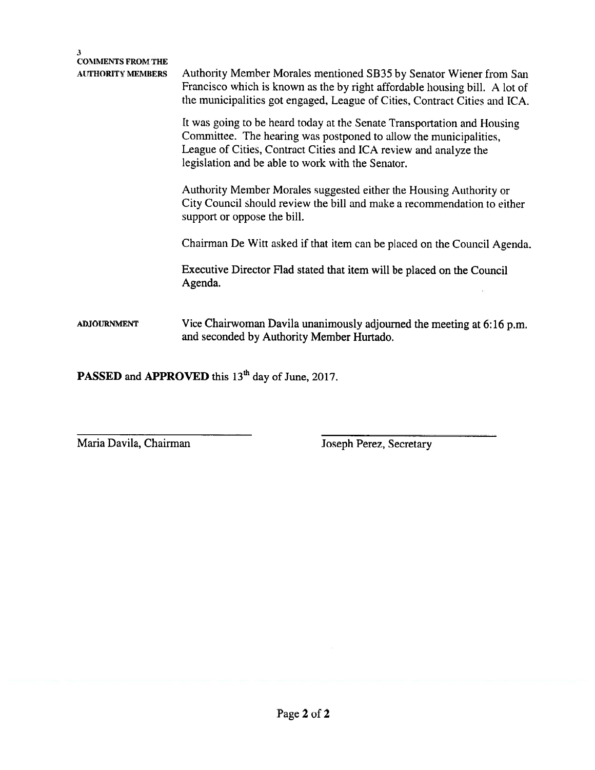3
**COMMENTS FROM THE AUTHORITY MEMBERS**

Authority Member Morales mentioned SB35 by Senator Wiener from San Francisco which is known as the by right affordable housing bill. A lot of the municipalities got engaged, League of Cities, Contract Cities and ICA.

It was going to be heard today at the Senate Transportation and Housing Committee. The hearing was postponed to allow the municipalities, League of Cities, Contract Cities and ICA review and analyze the legislation and be able to work with the Senator.

Authority Member Morales suggested either the Housing Authority or City Council should review the bill and make a recommendation to either support or oppose the bill.

Chairman De Witt asked if that item can be placed on the Council Agenda.

Executive Director Flad stated that item will be placed on the Council Agenda.

**ADJOURNMENT**

Vice Chairwoman Davila unanimously adjourned the meeting at 6:16 p.m. and seconded by Authority Member Hurtado.

**PASSED** and **APPROVED** this 13th day of June, 2017.

Maria Davila, Chairman

Joseph Perez, Secretary